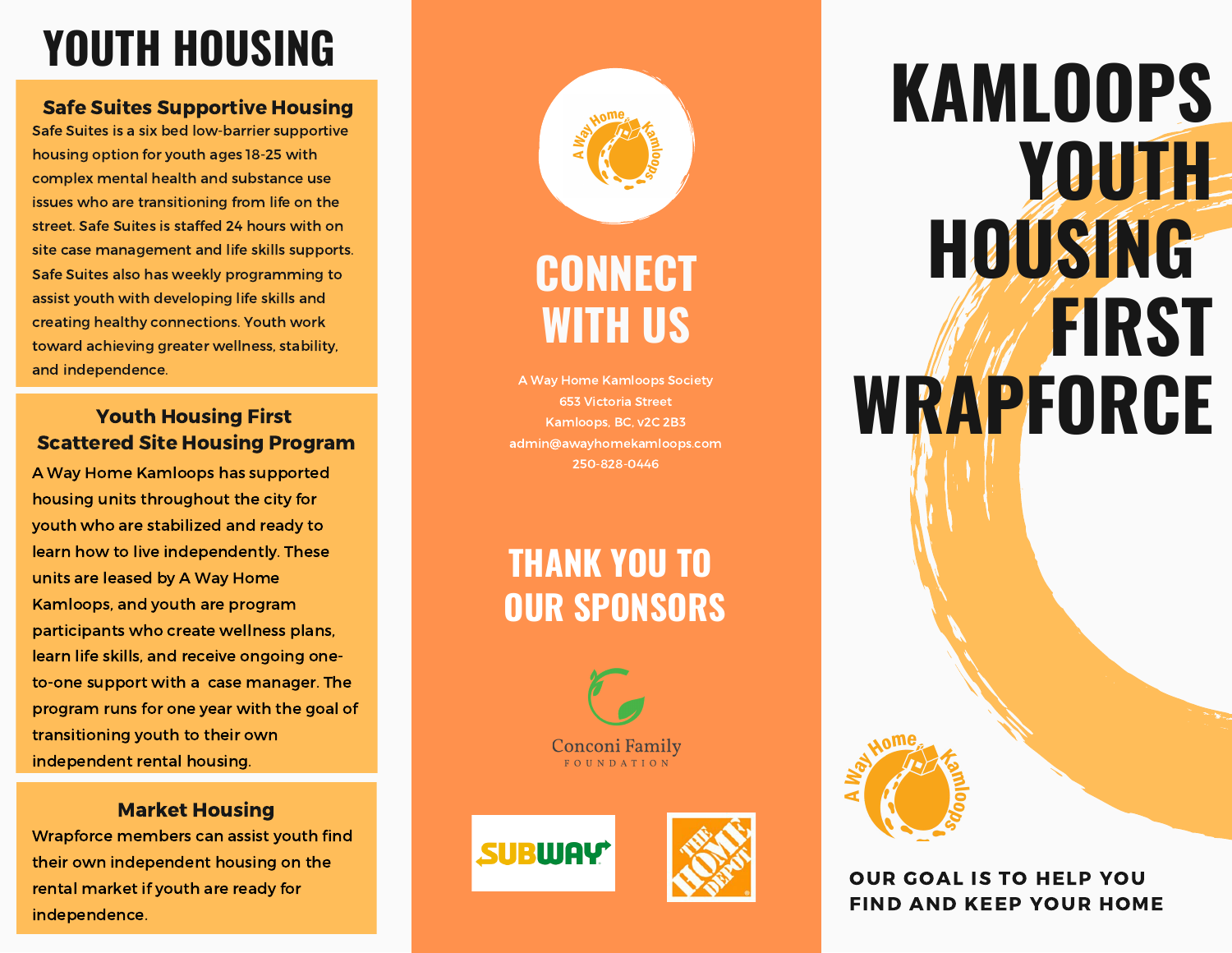# YOUTH HOUSING

### Safe Suites Supportive Housing

Safe Suites is a six bed low-barrier supportive housing option for youth ages 18-25 with complex mental health and substance use issues who are transitioning from life on the street. Safe Suites is staffed 24 hours with on site case management and life skills supports. Safe Suites also has weekly programming to assist youth with developing life skills and creating healthy connections. Youth work toward achieving greater wellness, stability, and independence.

### Youth Housing First Scattered Site Housing Program

A Way Home Kamloops has supported housing units throughout the city for youth who are stabilized and ready to learn how to live independently. These units are leased by A Way Home Kamloops, and youth are program participants who create wellness plans, learn life skills, and receive ongoing one-to-one support with a case manager. The program runs for one year with the goal of transitioning youth to their own independent rental housing.

### Market Housing

Wrapforce members can assist youth find their own independent housing on the rental market if youth are ready for independence.

## CONNECT WITH US

A Way Home Kamloops Society
653 Victoria Street
Kamloops, BC, v2C 2B3
admin@awayhomekamloops.com
250-828-0446

## THANK YOU TO OUR SPONSORS

Conconi Family Foundation

Subway

The Home Depot

# KAMLOOPS YOUTH HOUSING FIRST WRAPFORCE

A Way Home Kamloops

**OUR GOAL IS TO HELP YOU FIND AND KEEP YOUR HOME**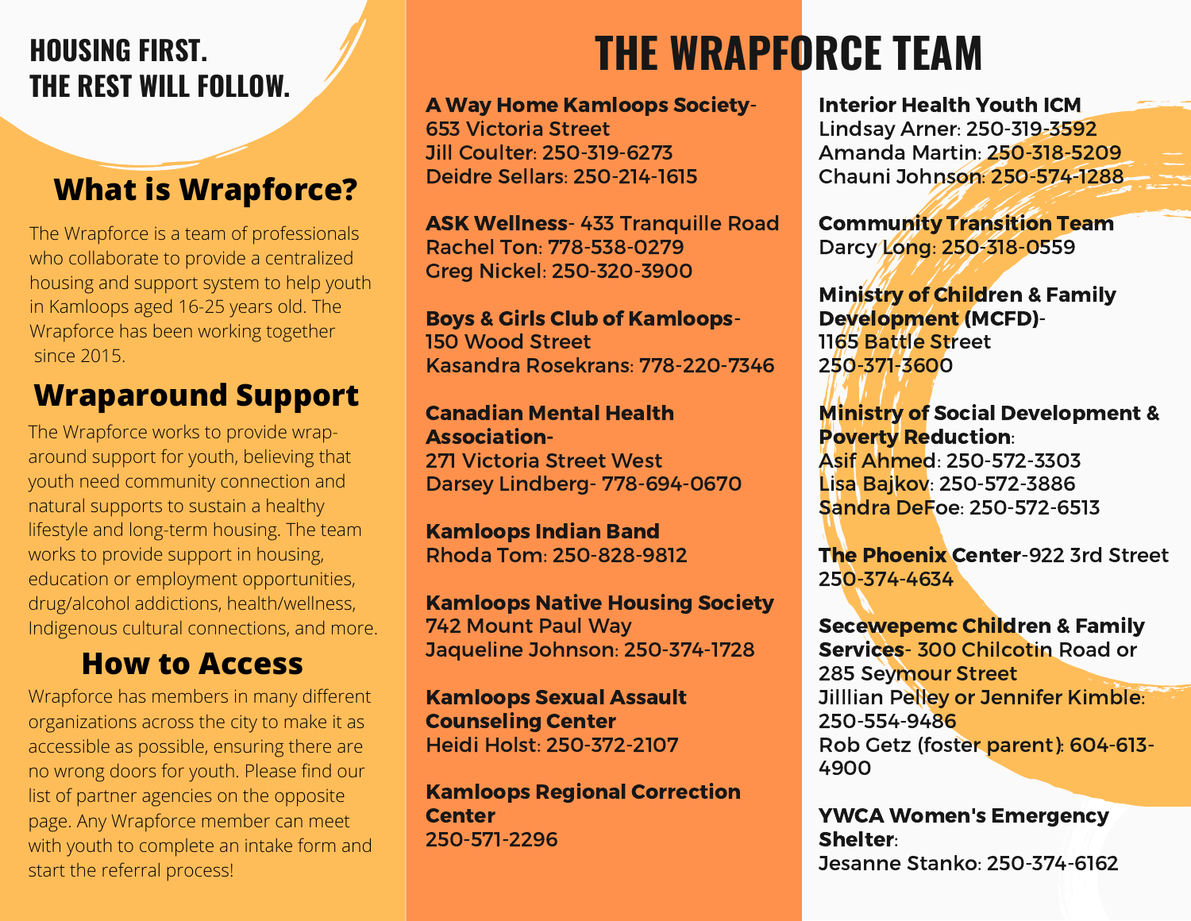HOUSING FIRST.
THE REST WILL FOLLOW.

## What is Wrapforce?

The Wrapforce is a team of professionals who collaborate to provide a centralized housing and support system to help youth in Kamloops aged 16-25 years old. The Wrapforce has been working together since 2015.

## Wraparound Support

The Wrapforce works to provide wrap-around support for youth, believing that youth need community connection and natural supports to sustain a healthy lifestyle and long-term housing. The team works to provide support in housing, education or employment opportunities, drug/alcohol addictions, health/wellness, Indigenous cultural connections, and more.

## How to Access

Wrapforce has members in many different organizations across the city to make it as accessible as possible, ensuring there are no wrong doors for youth. Please find our list of partner agencies on the opposite page. Any Wrapforce member can meet with youth to complete an intake form and start the referral process!

# THE WRAPFORCE TEAM

**A Way Home Kamloops Society**- 653 Victoria Street
Jill Coulter: 250-319-6273
Deidre Sellars: 250-214-1615

**ASK Wellness**- 433 Tranquille Road
Rachel Ton: 778-538-0279
Greg Nickel: 250-320-3900

**Boys & Girls Club of Kamloops**- 150 Wood Street
Kasandra Rosekrans: 778-220-7346

**Canadian Mental Health Association**-
271 Victoria Street West
Darsey Lindberg- 778-694-0670

**Kamloops Indian Band**
Rhoda Tom: 250-828-9812

**Kamloops Native Housing Society**
742 Mount Paul Way
Jaqueline Johnson: 250-374-1728

**Kamloops Sexual Assault Counseling Center**
Heidi Holst: 250-372-2107

**Kamloops Regional Correction Center**
250-571-2296

**Interior Health Youth ICM**
Lindsay Arner: 250-319-3592
Amanda Martin: 250-318-5209
Chauni Johnson: 250-574-1288

**Community Transition Team**
Darcy Long: 250-318-0559

**Ministry of Children & Family Development (MCFD)**-
1165 Battle Street
250-371-3600

**Ministry of Social Development & Poverty Reduction**:
Asif Ahmed: 250-572-3303
Lisa Bajkov: 250-572-3886
Sandra DeFoe: 250-572-6513

**The Phoenix Center**-922 3rd Street
250-374-4634

**Secewepemc Children & Family Services**- 300 Chilcotin Road or 285 Seymour Street
Jilllian Pelley or Jennifer Kimble: 250-554-9486
Rob Getz (foster parent): 604-613-4900

**YWCA Women's Emergency Shelter**:
Jesanne Stanko: 250-374-6162